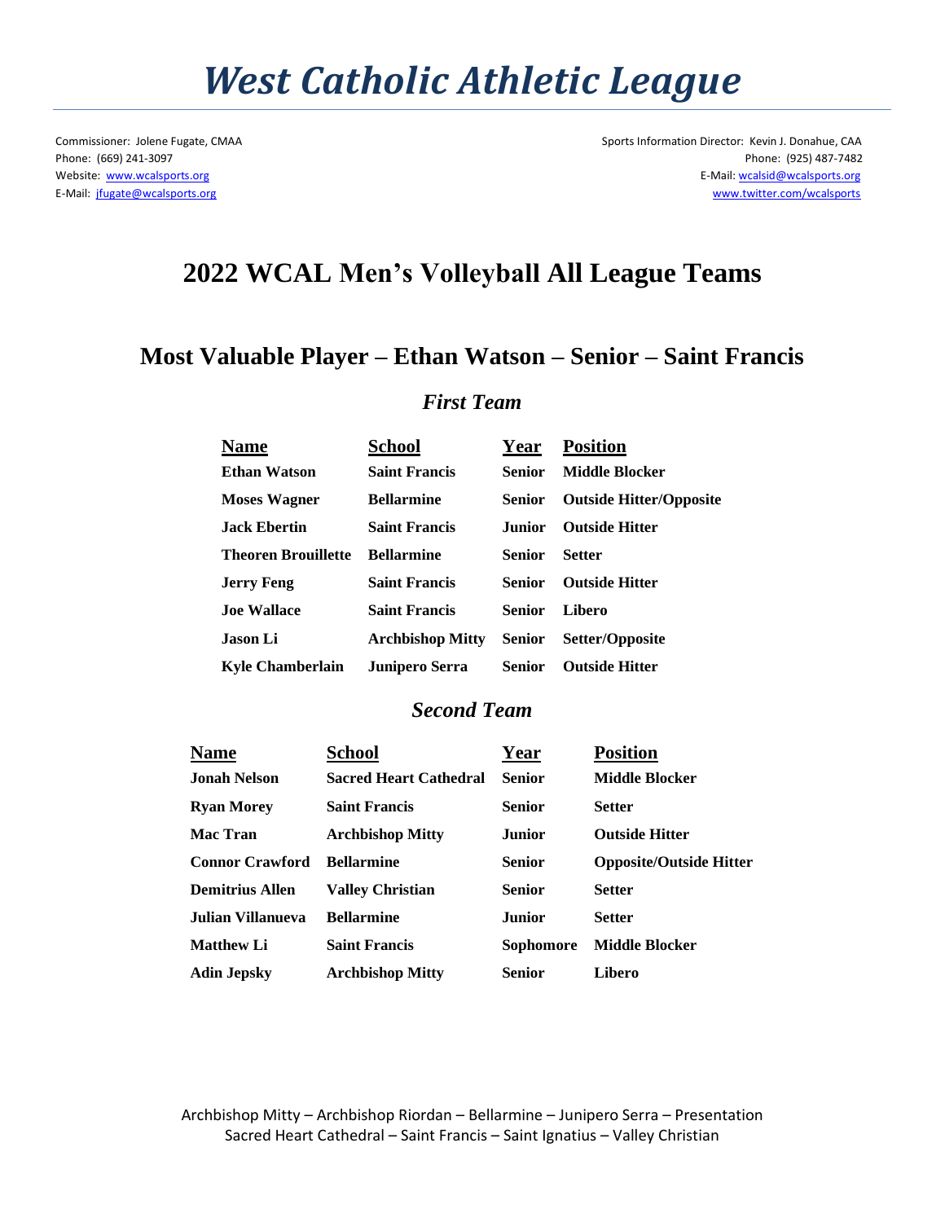# *West Catholic Athletic League*

Commissioner: Jolene Fugate, CMAA
Phone: (669) 241-3097
Website: www.wcalsports.org
E-Mail: jfugate@wcalsports.org

Sports Information Director: Kevin J. Donahue, CAA
Phone: (925) 487-7482
E-Mail: wcalsid@wcalsports.org
www.twitter.com/wcalsports

## 2022 WCAL Men's Volleyball All League Teams

## Most Valuable Player – Ethan Watson – Senior – Saint Francis

### *First Team*

| Name | School | Year | Position |
|---|---|---|---|
| Ethan Watson | Saint Francis | Senior | Middle Blocker |
| Moses Wagner | Bellarmine | Senior | Outside Hitter/Opposite |
| Jack Ebertin | Saint Francis | Junior | Outside Hitter |
| Theoren Brouillette | Bellarmine | Senior | Setter |
| Jerry Feng | Saint Francis | Senior | Outside Hitter |
| Joe Wallace | Saint Francis | Senior | Libero |
| Jason Li | Archbishop Mitty | Senior | Setter/Opposite |
| Kyle Chamberlain | Junipero Serra | Senior | Outside Hitter |

### *Second Team*

| Name | School | Year | Position |
|---|---|---|---|
| Jonah Nelson | Sacred Heart Cathedral | Senior | Middle Blocker |
| Ryan Morey | Saint Francis | Senior | Setter |
| Mac Tran | Archbishop Mitty | Junior | Outside Hitter |
| Connor Crawford | Bellarmine | Senior | Opposite/Outside Hitter |
| Demitrius Allen | Valley Christian | Senior | Setter |
| Julian Villanueva | Bellarmine | Junior | Setter |
| Matthew Li | Saint Francis | Sophomore | Middle Blocker |
| Adin Jepsky | Archbishop Mitty | Senior | Libero |

Archbishop Mitty – Archbishop Riordan – Bellarmine – Junipero Serra – Presentation
Sacred Heart Cathedral – Saint Francis – Saint Ignatius – Valley Christian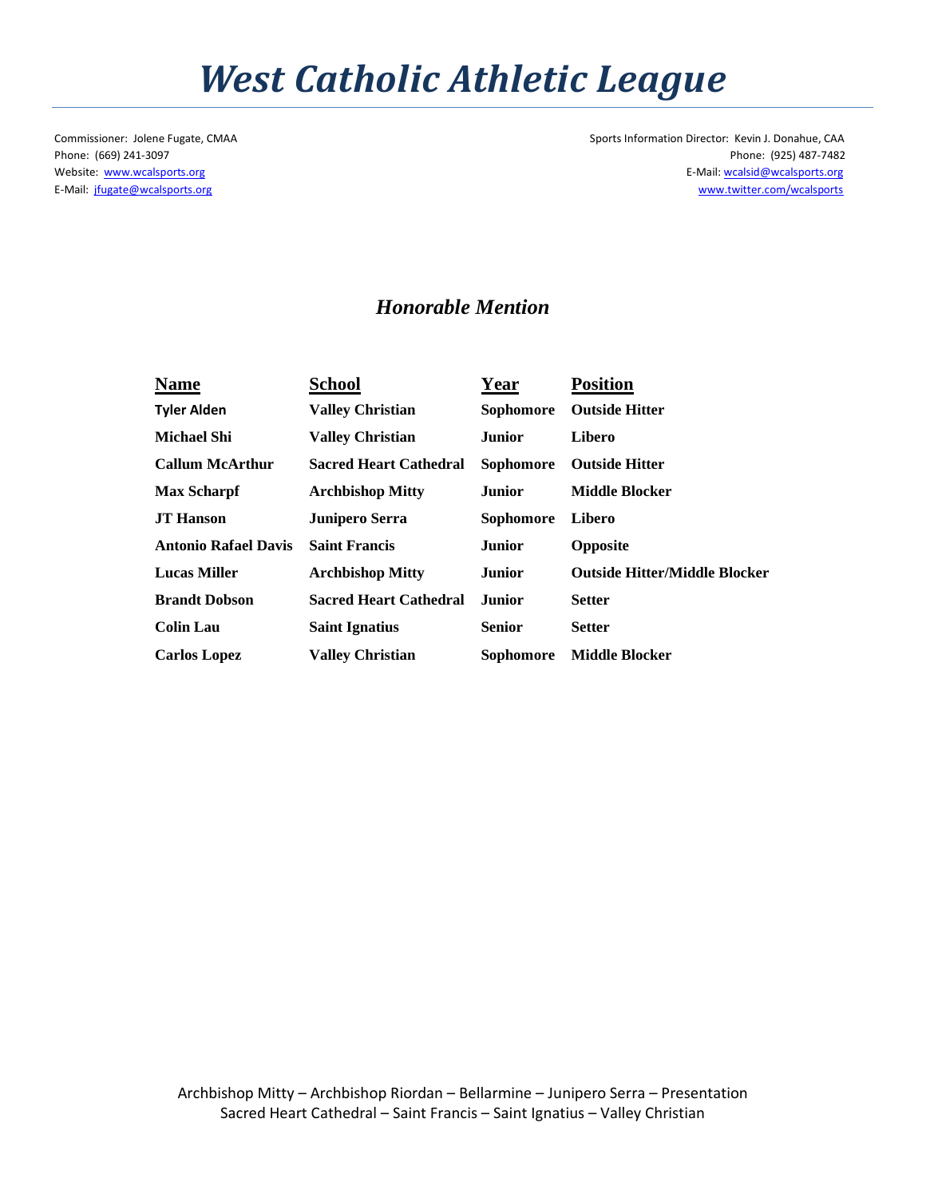# West Catholic Athletic League

Commissioner: Jolene Fugate, CMAA
Phone: (669) 241-3097
Website: www.wcalsports.org
E-Mail: jfugate@wcalsports.org

Sports Information Director: Kevin J. Donahue, CAA
Phone: (925) 487-7482
E-Mail: wcalsid@wcalsports.org
www.twitter.com/wcalsports

## *Honorable Mention*

| Name | School | Year | Position |
|---|---|---|---|
| **Tyler Alden** | **Valley Christian** | **Sophomore** | **Outside Hitter** |
| **Michael Shi** | **Valley Christian** | **Junior** | **Libero** |
| **Callum McArthur** | **Sacred Heart Cathedral** | **Sophomore** | **Outside Hitter** |
| **Max Scharpf** | **Archbishop Mitty** | **Junior** | **Middle Blocker** |
| **JT Hanson** | **Junipero Serra** | **Sophomore** | **Libero** |
| **Antonio Rafael Davis** | **Saint Francis** | **Junior** | **Opposite** |
| **Lucas Miller** | **Archbishop Mitty** | **Junior** | **Outside Hitter/Middle Blocker** |
| **Brandt Dobson** | **Sacred Heart Cathedral** | **Junior** | **Setter** |
| **Colin Lau** | **Saint Ignatius** | **Senior** | **Setter** |
| **Carlos Lopez** | **Valley Christian** | **Sophomore** | **Middle Blocker** |

Archbishop Mitty – Archbishop Riordan – Bellarmine – Junipero Serra – Presentation
Sacred Heart Cathedral – Saint Francis – Saint Ignatius – Valley Christian